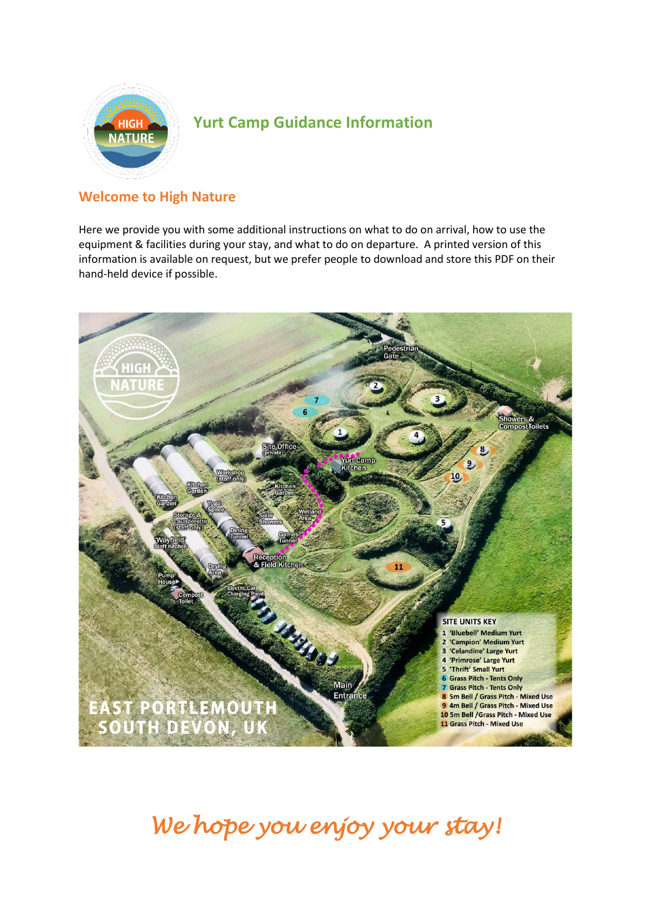# Yurt Camp Guidance Information

## Welcome to High Nature

Here we provide you with some additional instructions on what to do on arrival, how to use the equipment & facilities during your stay, and what to do on departure. A printed version of this information is available on request, but we prefer people to download and store this PDF on their hand-held device if possible.

**SITE UNITS KEY**

1 'Bluebell' Medium Yurt
2 'Campion' Medium Yurt
3 'Celandine' Large Yurt
4 'Primrose' Large Yurt
5 'Thrift' Small Yurt
6 Grass Pitch - Tents Only
7 Grass Pitch - Tents Only
8 5m Bell / Grass Pitch - Mixed Use
9 4m Bell / Grass Pitch - Mixed Use
10 5m Bell /Grass Pitch - Mixed Use
11 Grass Pitch - Mixed Use

EAST PORTLEMOUTH
SOUTH DEVON, UK

*We hope you enjoy your stay!*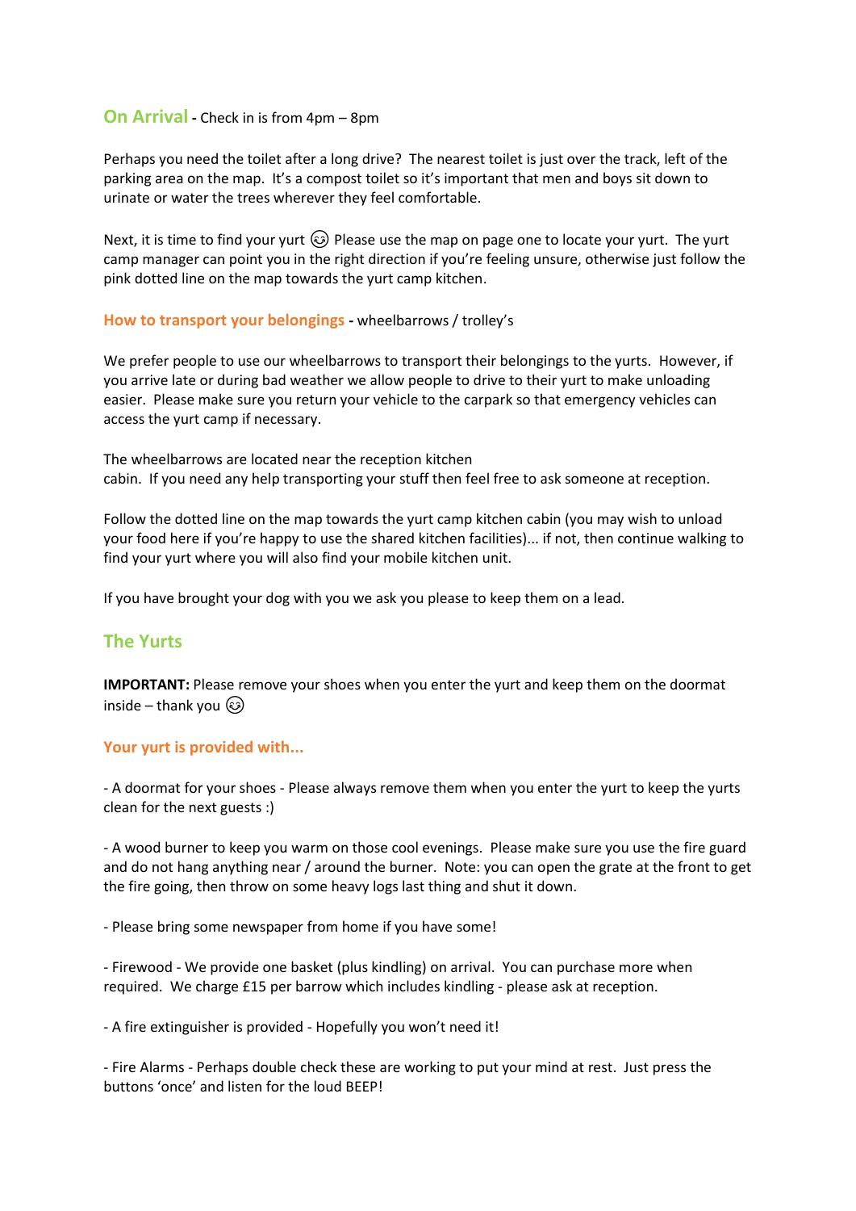## On Arrival - Check in is from 4pm – 8pm

Perhaps you need the toilet after a long drive? The nearest toilet is just over the track, left of the parking area on the map. It's a compost toilet so it's important that men and boys sit down to urinate or water the trees wherever they feel comfortable.

Next, it is time to find your yurt 😉 Please use the map on page one to locate your yurt. The yurt camp manager can point you in the right direction if you're feeling unsure, otherwise just follow the pink dotted line on the map towards the yurt camp kitchen.

### How to transport your belongings - wheelbarrows / trolley's

We prefer people to use our wheelbarrows to transport their belongings to the yurts. However, if you arrive late or during bad weather we allow people to drive to their yurt to make unloading easier. Please make sure you return your vehicle to the carpark so that emergency vehicles can access the yurt camp if necessary.

The wheelbarrows are located near the reception kitchen cabin. If you need any help transporting your stuff then feel free to ask someone at reception.

Follow the dotted line on the map towards the yurt camp kitchen cabin (you may wish to unload your food here if you're happy to use the shared kitchen facilities)... if not, then continue walking to find your yurt where you will also find your mobile kitchen unit.

If you have brought your dog with you we ask you please to keep them on a lead.

## The Yurts

**IMPORTANT:** Please remove your shoes when you enter the yurt and keep them on the doormat inside – thank you 😉

### Your yurt is provided with...

- A doormat for your shoes - Please always remove them when you enter the yurt to keep the yurts clean for the next guests :)

- A wood burner to keep you warm on those cool evenings. Please make sure you use the fire guard and do not hang anything near / around the burner. Note: you can open the grate at the front to get the fire going, then throw on some heavy logs last thing and shut it down.

- Please bring some newspaper from home if you have some!

- Firewood - We provide one basket (plus kindling) on arrival. You can purchase more when required. We charge £15 per barrow which includes kindling - please ask at reception.

- A fire extinguisher is provided - Hopefully you won't need it!

- Fire Alarms - Perhaps double check these are working to put your mind at rest. Just press the buttons 'once' and listen for the loud BEEP!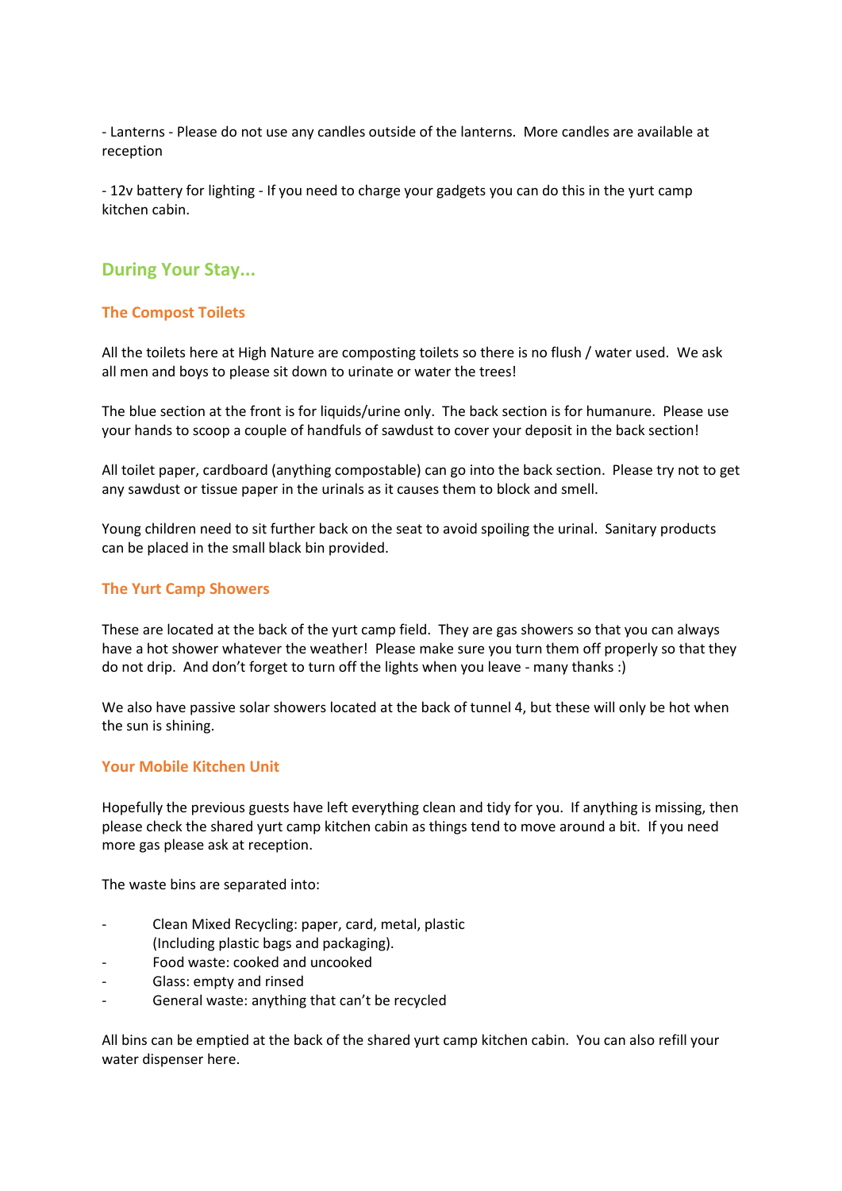- Lanterns - Please do not use any candles outside of the lanterns.  More candles are available at reception

- 12v battery for lighting - If you need to charge your gadgets you can do this in the yurt camp kitchen cabin.

## During Your Stay...

### The Compost Toilets

All the toilets here at High Nature are composting toilets so there is no flush / water used.  We ask all men and boys to please sit down to urinate or water the trees!

The blue section at the front is for liquids/urine only.  The back section is for humanure.  Please use your hands to scoop a couple of handfuls of sawdust to cover your deposit in the back section!

All toilet paper, cardboard (anything compostable) can go into the back section.  Please try not to get any sawdust or tissue paper in the urinals as it causes them to block and smell.

Young children need to sit further back on the seat to avoid spoiling the urinal.  Sanitary products can be placed in the small black bin provided.

### The Yurt Camp Showers

These are located at the back of the yurt camp field.  They are gas showers so that you can always have a hot shower whatever the weather!  Please make sure you turn them off properly so that they do not drip.  And don't forget to turn off the lights when you leave - many thanks :)

We also have passive solar showers located at the back of tunnel 4, but these will only be hot when the sun is shining.

### Your Mobile Kitchen Unit

Hopefully the previous guests have left everything clean and tidy for you.  If anything is missing, then please check the shared yurt camp kitchen cabin as things tend to move around a bit.  If you need more gas please ask at reception.

The waste bins are separated into:

- Clean Mixed Recycling: paper, card, metal, plastic (Including plastic bags and packaging).
- Food waste: cooked and uncooked
- Glass: empty and rinsed
- General waste: anything that can't be recycled

All bins can be emptied at the back of the shared yurt camp kitchen cabin.  You can also refill your water dispenser here.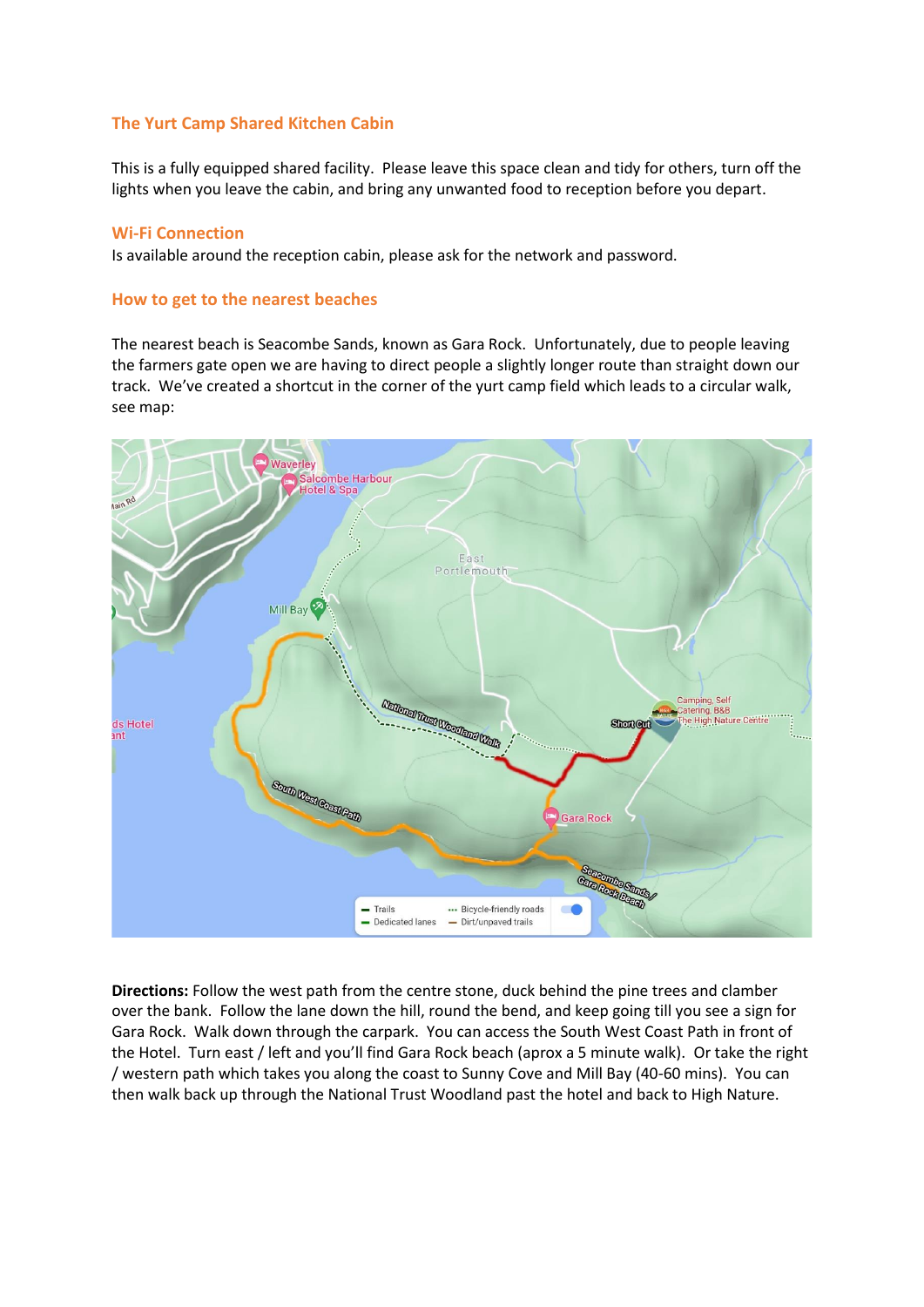## The Yurt Camp Shared Kitchen Cabin

This is a fully equipped shared facility. Please leave this space clean and tidy for others, turn off the lights when you leave the cabin, and bring any unwanted food to reception before you depart.

## Wi-Fi Connection

Is available around the reception cabin, please ask for the network and password.

## How to get to the nearest beaches

The nearest beach is Seacombe Sands, known as Gara Rock. Unfortunately, due to people leaving the farmers gate open we are having to direct people a slightly longer route than straight down our track. We've created a shortcut in the corner of the yurt camp field which leads to a circular walk, see map:

**Directions:** Follow the west path from the centre stone, duck behind the pine trees and clamber over the bank. Follow the lane down the hill, round the bend, and keep going till you see a sign for Gara Rock. Walk down through the carpark. You can access the South West Coast Path in front of the Hotel. Turn east / left and you'll find Gara Rock beach (aprox a 5 minute walk). Or take the right / western path which takes you along the coast to Sunny Cove and Mill Bay (40-60 mins). You can then walk back up through the National Trust Woodland past the hotel and back to High Nature.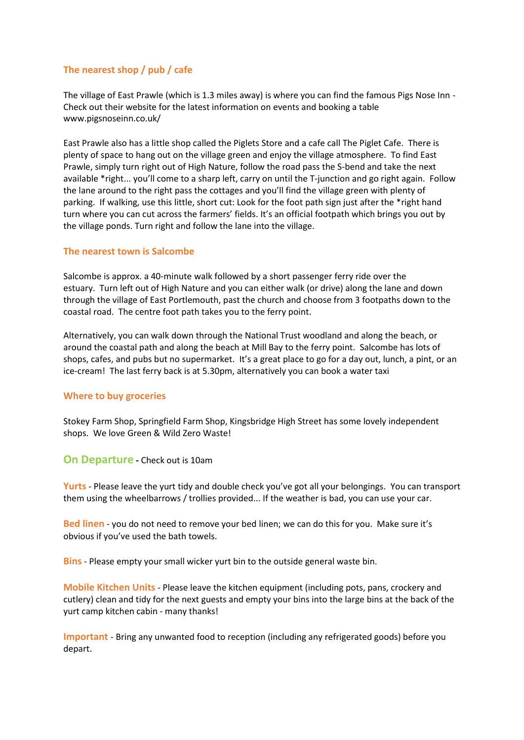### The nearest shop / pub / cafe

The village of East Prawle (which is 1.3 miles away) is where you can find the famous Pigs Nose Inn - Check out their website for the latest information on events and booking a table www.pigsnoseinn.co.uk/

East Prawle also has a little shop called the Piglets Store and a cafe call The Piglet Cafe. There is plenty of space to hang out on the village green and enjoy the village atmosphere. To find East Prawle, simply turn right out of High Nature, follow the road pass the S-bend and take the next available *right... you'll come to a sharp left, carry on until the T-junction and go right again. Follow the lane around to the right pass the cottages and you'll find the village green with plenty of parking. If walking, use this little, short cut: Look for the foot path sign just after the *right hand turn where you can cut across the farmers' fields. It's an official footpath which brings you out by the village ponds. Turn right and follow the lane into the village.

### The nearest town is Salcombe

Salcombe is approx. a 40-minute walk followed by a short passenger ferry ride over the estuary. Turn left out of High Nature and you can either walk (or drive) along the lane and down through the village of East Portlemouth, past the church and choose from 3 footpaths down to the coastal road. The centre foot path takes you to the ferry point.

Alternatively, you can walk down through the National Trust woodland and along the beach, or around the coastal path and along the beach at Mill Bay to the ferry point. Salcombe has lots of shops, cafes, and pubs but no supermarket. It's a great place to go for a day out, lunch, a pint, or an ice-cream! The last ferry back is at 5.30pm, alternatively you can book a water taxi

### Where to buy groceries

Stokey Farm Shop, Springfield Farm Shop, Kingsbridge High Street has some lovely independent shops. We love Green & Wild Zero Waste!

## On Departure - Check out is 10am

**Yurts** - Please leave the yurt tidy and double check you've got all your belongings. You can transport them using the wheelbarrows / trollies provided... If the weather is bad, you can use your car.

**Bed linen** - you do not need to remove your bed linen; we can do this for you. Make sure it's obvious if you've used the bath towels.

**Bins** - Please empty your small wicker yurt bin to the outside general waste bin.

**Mobile Kitchen Units** - Please leave the kitchen equipment (including pots, pans, crockery and cutlery) clean and tidy for the next guests and empty your bins into the large bins at the back of the yurt camp kitchen cabin - many thanks!

**Important** - Bring any unwanted food to reception (including any refrigerated goods) before you depart.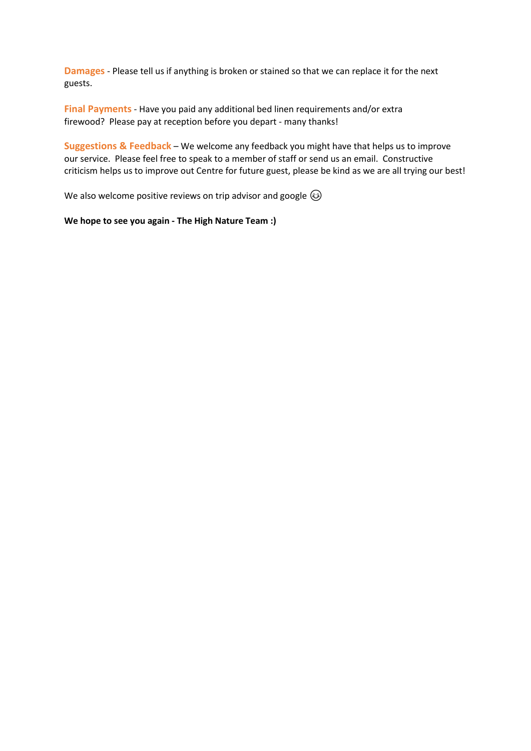**Damages** - Please tell us if anything is broken or stained so that we can replace it for the next guests.

**Final Payments** - Have you paid any additional bed linen requirements and/or extra firewood? Please pay at reception before you depart - many thanks!

**Suggestions & Feedback** – We welcome any feedback you might have that helps us to improve our service. Please feel free to speak to a member of staff or send us an email. Constructive criticism helps us to improve out Centre for future guest, please be kind as we are all trying our best!

We also welcome positive reviews on trip advisor and google 😉

**We hope to see you again - The High Nature Team :)**